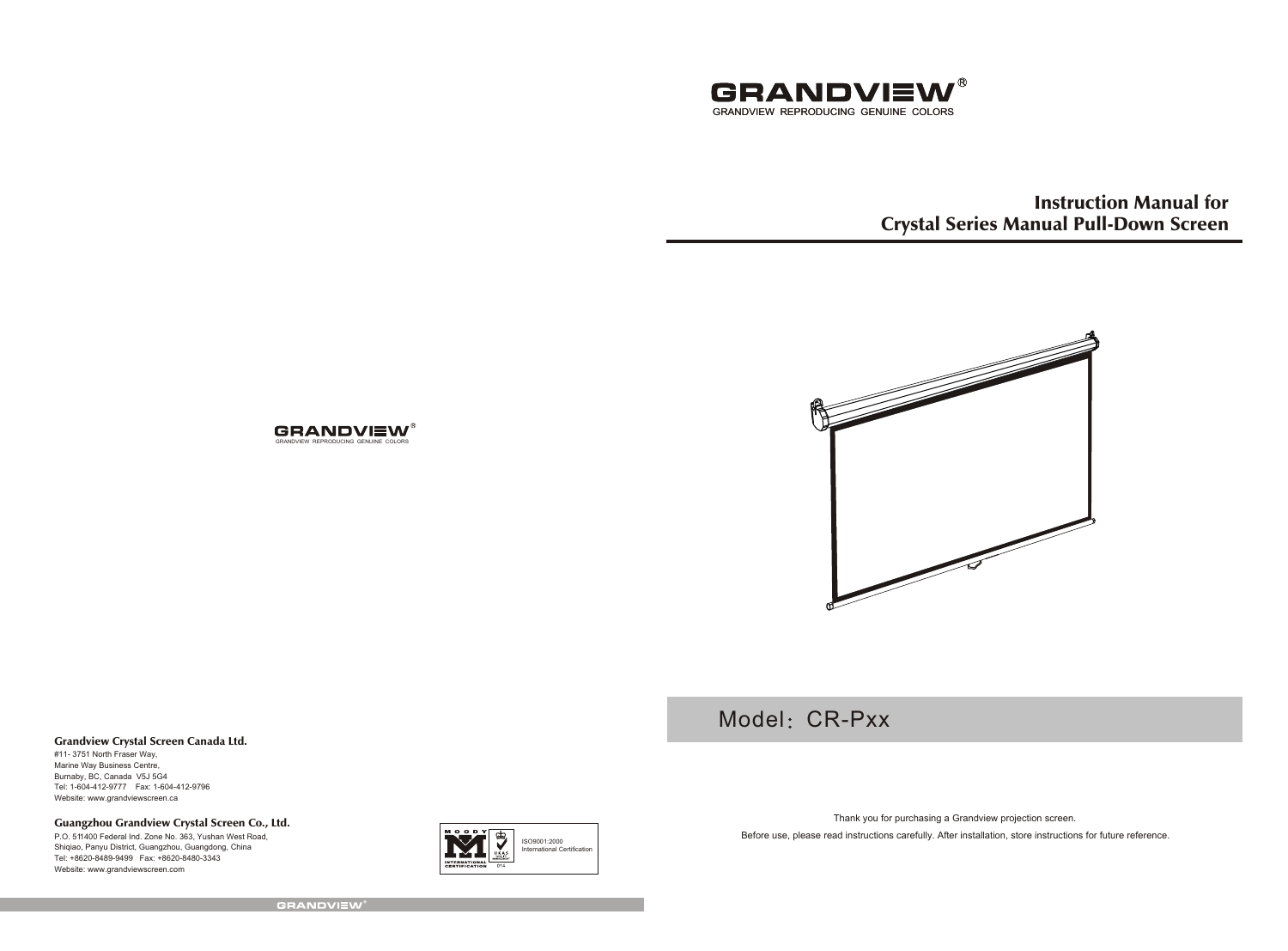GRANDVIEW®

GRANDVIEW REPRODUCING GENUINE COLORS

# Instruction Manual for Crystal Series Manual Pull-Down Screen

## Model：CR-Pxx

Thank you for purchasing a Grandview projection screen.

Before use, please read instructions carefully. After installation, store instructions for future reference.

GRANDVIEW®

GRANDVIEW REPRODUCING GENUINE COLORS

**Grandview Crystal Screen Canada Ltd.**

#11- 3751 North Fraser Way,
Marine Way Business Centre,
Burnaby, BC, Canada V5J 5G4
Tel: 1-604-412-9777 Fax: 1-604-412-9796
Website: www.grandviewscreen.ca

**Guangzhou Grandview Crystal Screen Co., Ltd.**

P.O. 511400 Federal Ind. Zone No. 363, Yushan West Road,
Shiqiao, Panyu District, Guangzhou, Guangdong, China
Tel: +8620-8489-9499 Fax: +8620-8480-3343
Website: www.grandviewscreen.com

ISO9001:2000 International Certification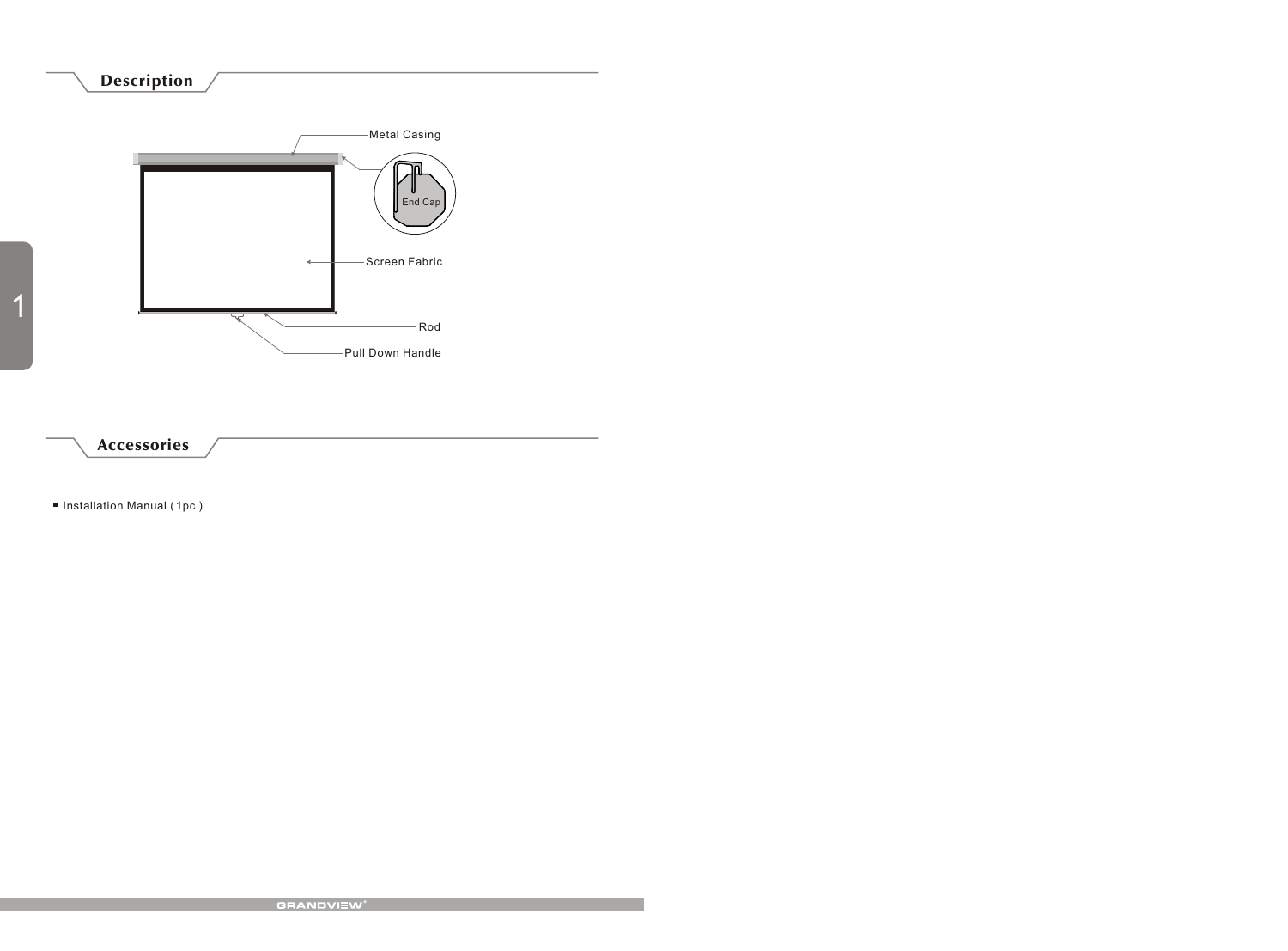## Description

Metal Casing

End Cap

Screen Fabric

Rod

Pull Down Handle

## Accessories

- Installation Manual ( 1pc )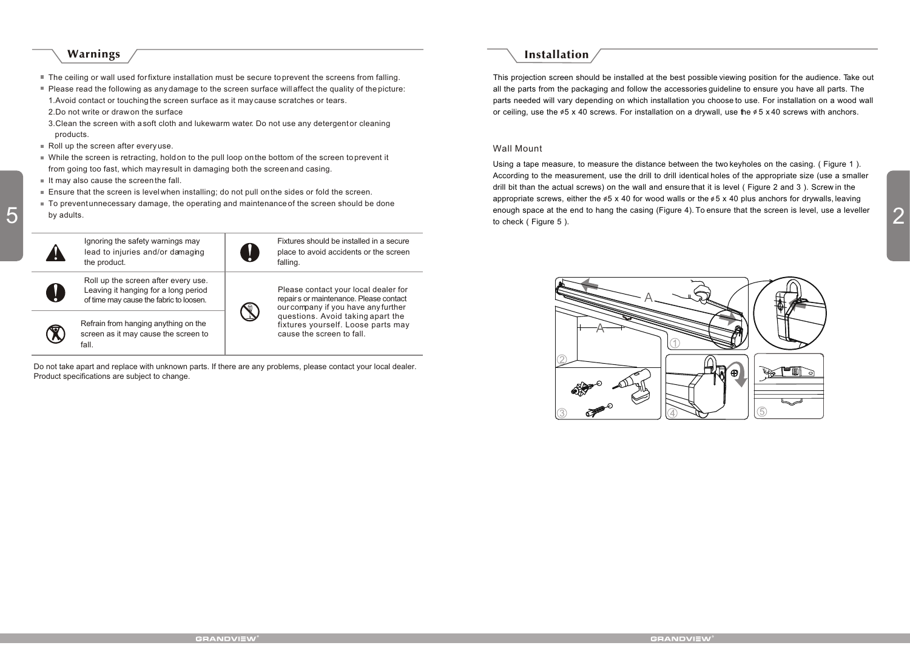## Warnings

- The ceiling or wall used for fixture installation must be secure to prevent the screens from falling.
- Please read the following as any damage to the screen surface will affect the quality of the picture:
  1. Avoid contact or touching the screen surface as it may cause scratches or tears.
  2. Do not write or draw on the surface
  3. Clean the screen with a soft cloth and lukewarm water. Do not use any detergent or cleaning products.
- Roll up the screen after every use.
- While the screen is retracting, hold on to the pull loop on the bottom of the screen to prevent it from going too fast, which may result in damaging both the screen and casing.
- It may also cause the screen the fall.
- Ensure that the screen is level when installing; do not pull on the sides or fold the screen.
- To prevent unnecessary damage, the operating and maintenance of the screen should be done by adults.

| | | | |
|---|---|---|---|
| ⚠ | Ignoring the safety warnings may lead to injuries and/or damaging the product. | ❗ | Fixtures should be installed in a secure place to avoid accidents or the screen falling. |
| ❗ | Roll up the screen after every use. Leaving it hanging for a long period of time may cause the fabric to loosen. | 🚫 | Please contact your local dealer for repairs or maintenance. Please contact our company if you have any further questions. Avoid taking apart the fixtures yourself. Loose parts may cause the screen to fall. |
| 🚫 | Refrain from hanging anything on the screen as it may cause the screen to fall. | | |

Do not take apart and replace with unknown parts. If there are any problems, please contact your local dealer.
Product specifications are subject to change.

## Installation

This projection screen should be installed at the best possible viewing position for the audience. Take out all the parts from the packaging and follow the accessories guideline to ensure you have all parts. The parts needed will vary depending on which installation you choose to use. For installation on a wood wall or ceiling, use the ϕ5 x 40 screws. For installation on a drywall, use the ϕ5 x 40 screws with anchors.

### Wall Mount

Using a tape measure, to measure the distance between the two keyholes on the casing. ( Figure 1 ). According to the measurement, use the drill to drill identical holes of the appropriate size (use a smaller drill bit than the actual screws) on the wall and ensure that it is level ( Figure 2 and 3 ). Screw in the appropriate screws, either the ϕ5 x 40 for wood walls or the ϕ5 x 40 plus anchors for drywalls, leaving enough space at the end to hang the casing (Figure 4). To ensure that the screen is level, use a leveller to check ( Figure 5 ).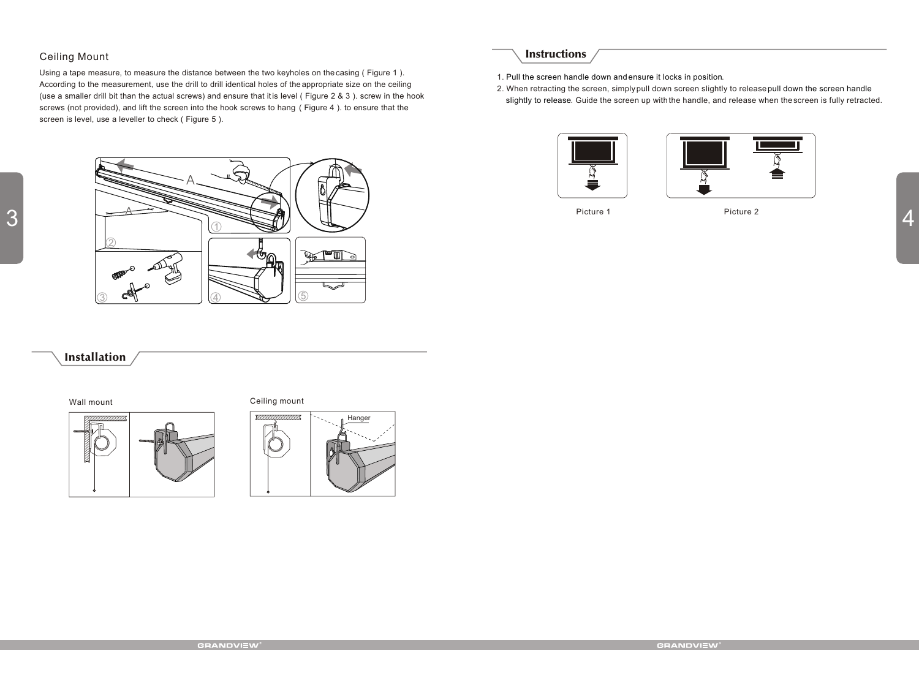## Ceiling Mount

Using a tape measure, to measure the distance between the two keyholes on the casing ( Figure 1 ). According to the measurement, use the drill to drill identical holes of the appropriate size on the ceiling (use a smaller drill bit than the actual screws) and ensure that it is level ( Figure 2 & 3 ). screw in the hook screws (not provided), and lift the screen into the hook screws to hang ( Figure 4 ). to ensure that the screen is level, use a leveller to check ( Figure 5 ).

A

A

①

②

③

④

⑤

## Installation

Wall mount

Ceiling mount

Hanger

## Instructions

1. Pull the screen handle down and ensure it locks in position.
2. When retracting the screen, simply pull down screen slightly to release pull down the screen handle slightly to release. Guide the screen up with the handle, and release when the screen is fully retracted.

Picture 1

Picture 2